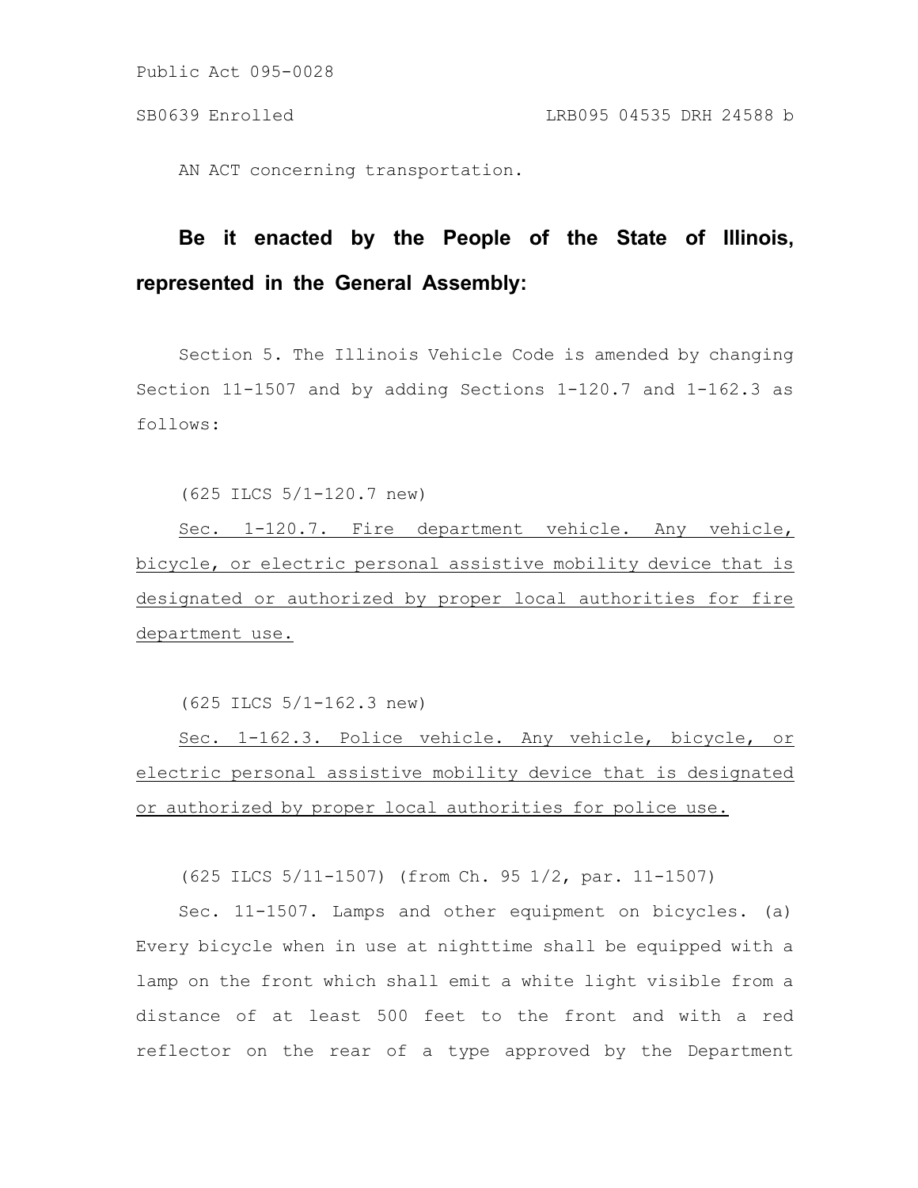AN ACT concerning transportation.

**Be it enacted by the People of the State of Illinois, represented in the General Assembly:**

Section 5. The Illinois Vehicle Code is amended by changing Section 11-1507 and by adding Sections 1-120.7 and 1-162.3 as follows:

(625 ILCS 5/1-120.7 new)

<u>Sec. 1-120.7. Fire department vehicle. Any vehicle, bicycle, or electric personal assistive mobility device that is designated or authorized by proper local authorities for fire department use.</u>

(625 ILCS 5/1-162.3 new)

<u>Sec. 1-162.3. Police vehicle. Any vehicle, bicycle, or electric personal assistive mobility device that is designated or authorized by proper local authorities for police use.</u>

(625 ILCS 5/11-1507) (from Ch. 95 1/2, par. 11-1507)

Sec. 11-1507. Lamps and other equipment on bicycles. (a) Every bicycle when in use at nighttime shall be equipped with a lamp on the front which shall emit a white light visible from a distance of at least 500 feet to the front and with a red reflector on the rear of a type approved by the Department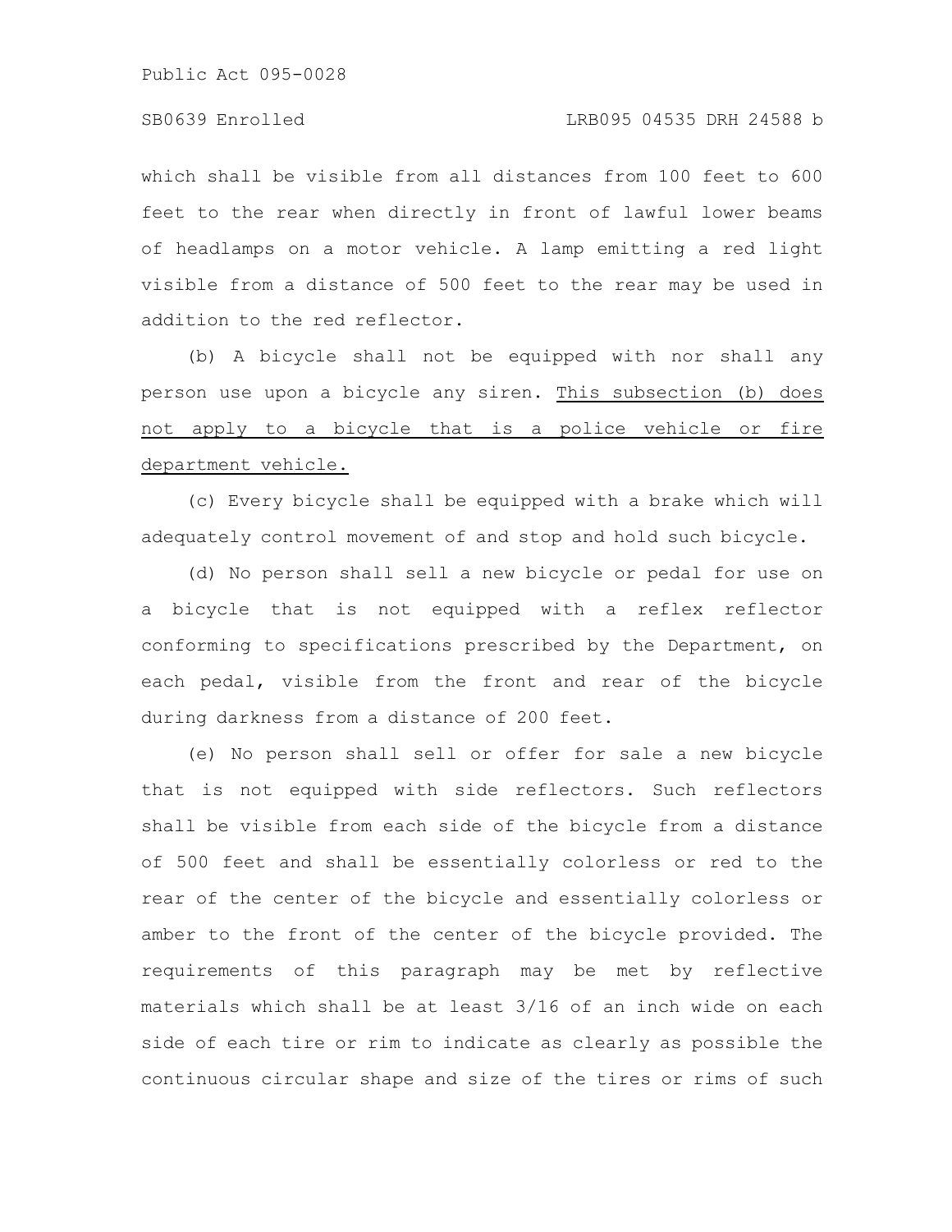which shall be visible from all distances from 100 feet to 600 feet to the rear when directly in front of lawful lower beams of headlamps on a motor vehicle. A lamp emitting a red light visible from a distance of 500 feet to the rear may be used in addition to the red reflector.

(b) A bicycle shall not be equipped with nor shall any person use upon a bicycle any siren. <u>This subsection (b) does not apply to a bicycle that is a police vehicle or fire department vehicle.</u>

(c) Every bicycle shall be equipped with a brake which will adequately control movement of and stop and hold such bicycle.

(d) No person shall sell a new bicycle or pedal for use on a bicycle that is not equipped with a reflex reflector conforming to specifications prescribed by the Department, on each pedal, visible from the front and rear of the bicycle during darkness from a distance of 200 feet.

(e) No person shall sell or offer for sale a new bicycle that is not equipped with side reflectors. Such reflectors shall be visible from each side of the bicycle from a distance of 500 feet and shall be essentially colorless or red to the rear of the center of the bicycle and essentially colorless or amber to the front of the center of the bicycle provided. The requirements of this paragraph may be met by reflective materials which shall be at least 3/16 of an inch wide on each side of each tire or rim to indicate as clearly as possible the continuous circular shape and size of the tires or rims of such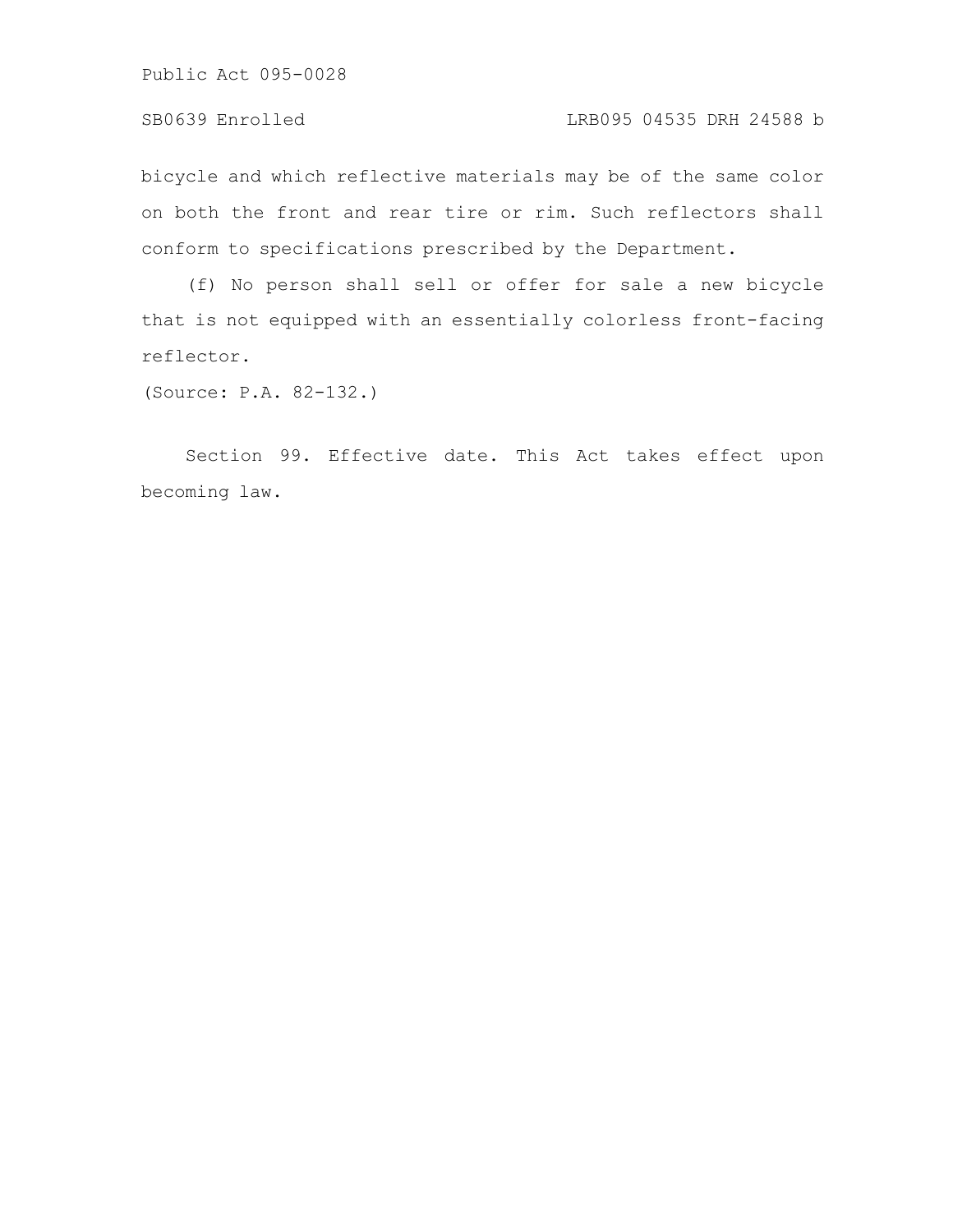bicycle and which reflective materials may be of the same color on both the front and rear tire or rim. Such reflectors shall conform to specifications prescribed by the Department.

(f) No person shall sell or offer for sale a new bicycle that is not equipped with an essentially colorless front-facing reflector.

(Source: P.A. 82-132.)

Section 99. Effective date. This Act takes effect upon becoming law.